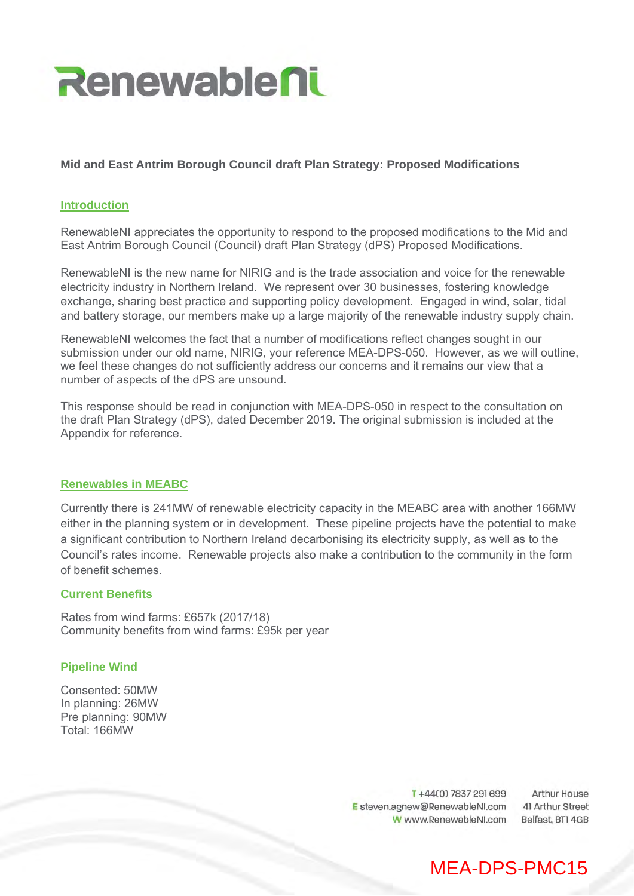# RenewableNI

**Mid and East Antrim Borough Council draft Plan Strategy: Proposed Modifications**

## Introduction

RenewableNI appreciates the opportunity to respond to the proposed modifications to the Mid and East Antrim Borough Council (Council) draft Plan Strategy (dPS) Proposed Modifications.

RenewableNI is the new name for NIRIG and is the trade association and voice for the renewable electricity industry in Northern Ireland. We represent over 30 businesses, fostering knowledge exchange, sharing best practice and supporting policy development. Engaged in wind, solar, tidal and battery storage, our members make up a large majority of the renewable industry supply chain.

RenewableNI welcomes the fact that a number of modifications reflect changes sought in our submission under our old name, NIRIG, your reference MEA-DPS-050. However, as we will outline, we feel these changes do not sufficiently address our concerns and it remains our view that a number of aspects of the dPS are unsound.

This response should be read in conjunction with MEA-DPS-050 in respect to the consultation on the draft Plan Strategy (dPS), dated December 2019. The original submission is included at the Appendix for reference.

## Renewables in MEABC

Currently there is 241MW of renewable electricity capacity in the MEABC area with another 166MW either in the planning system or in development. These pipeline projects have the potential to make a significant contribution to Northern Ireland decarbonising its electricity supply, as well as to the Council's rates income. Renewable projects also make a contribution to the community in the form of benefit schemes.

### Current Benefits

Rates from wind farms: £657k (2017/18)
Community benefits from wind farms: £95k per year

### Pipeline Wind

Consented: 50MW
In planning: 26MW
Pre planning: 90MW
Total: 166MW

T +44(0) 7837 291 699
E steven.agnew@RenewableNI.com
W www.RenewableNI.com

Arthur House
41 Arthur Street
Belfast, BT1 4GB

MEA-DPS-PMC15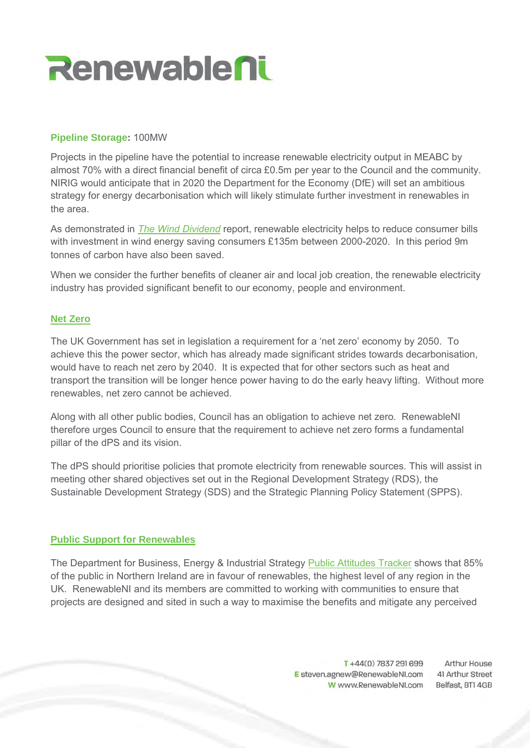**Pipeline Storage:** 100MW

Projects in the pipeline have the potential to increase renewable electricity output in MEABC by almost 70% with a direct financial benefit of circa £0.5m per year to the Council and the community. NIRIG would anticipate that in 2020 the Department for the Economy (DfE) will set an ambitious strategy for energy decarbonisation which will likely stimulate further investment in renewables in the area.

As demonstrated in *The Wind Dividend* report, renewable electricity helps to reduce consumer bills with investment in wind energy saving consumers £135m between 2000-2020. In this period 9m tonnes of carbon have also been saved.

When we consider the further benefits of cleaner air and local job creation, the renewable electricity industry has provided significant benefit to our economy, people and environment.

## Net Zero

The UK Government has set in legislation a requirement for a 'net zero' economy by 2050. To achieve this the power sector, which has already made significant strides towards decarbonisation, would have to reach net zero by 2040. It is expected that for other sectors such as heat and transport the transition will be longer hence power having to do the early heavy lifting. Without more renewables, net zero cannot be achieved.

Along with all other public bodies, Council has an obligation to achieve net zero. RenewableNI therefore urges Council to ensure that the requirement to achieve net zero forms a fundamental pillar of the dPS and its vision.

The dPS should prioritise policies that promote electricity from renewable sources. This will assist in meeting other shared objectives set out in the Regional Development Strategy (RDS), the Sustainable Development Strategy (SDS) and the Strategic Planning Policy Statement (SPPS).

## Public Support for Renewables

The Department for Business, Energy & Industrial Strategy Public Attitudes Tracker shows that 85% of the public in Northern Ireland are in favour of renewables, the highest level of any region in the UK. RenewableNI and its members are committed to working with communities to ensure that projects are designed and sited in such a way to maximise the benefits and mitigate any perceived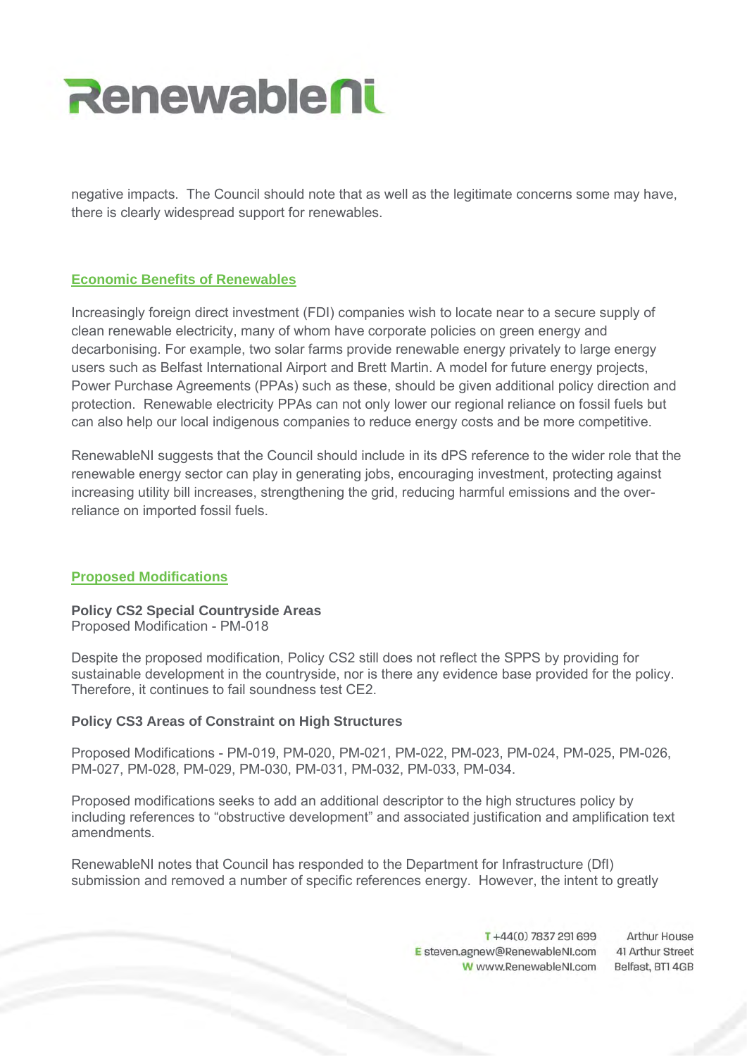negative impacts. The Council should note that as well as the legitimate concerns some may have, there is clearly widespread support for renewables.

## Economic Benefits of Renewables

Increasingly foreign direct investment (FDI) companies wish to locate near to a secure supply of clean renewable electricity, many of whom have corporate policies on green energy and decarbonising. For example, two solar farms provide renewable energy privately to large energy users such as Belfast International Airport and Brett Martin. A model for future energy projects, Power Purchase Agreements (PPAs) such as these, should be given additional policy direction and protection. Renewable electricity PPAs can not only lower our regional reliance on fossil fuels but can also help our local indigenous companies to reduce energy costs and be more competitive.

RenewableNI suggests that the Council should include in its dPS reference to the wider role that the renewable energy sector can play in generating jobs, encouraging investment, protecting against increasing utility bill increases, strengthening the grid, reducing harmful emissions and the over-reliance on imported fossil fuels.

## Proposed Modifications

**Policy CS2 Special Countryside Areas**
Proposed Modification - PM-018

Despite the proposed modification, Policy CS2 still does not reflect the SPPS by providing for sustainable development in the countryside, nor is there any evidence base provided for the policy. Therefore, it continues to fail soundness test CE2.

**Policy CS3 Areas of Constraint on High Structures**

Proposed Modifications - PM-019, PM-020, PM-021, PM-022, PM-023, PM-024, PM-025, PM-026, PM-027, PM-028, PM-029, PM-030, PM-031, PM-032, PM-033, PM-034.

Proposed modifications seeks to add an additional descriptor to the high structures policy by including references to "obstructive development" and associated justification and amplification text amendments.

RenewableNI notes that Council has responded to the Department for Infrastructure (DfI) submission and removed a number of specific references energy. However, the intent to greatly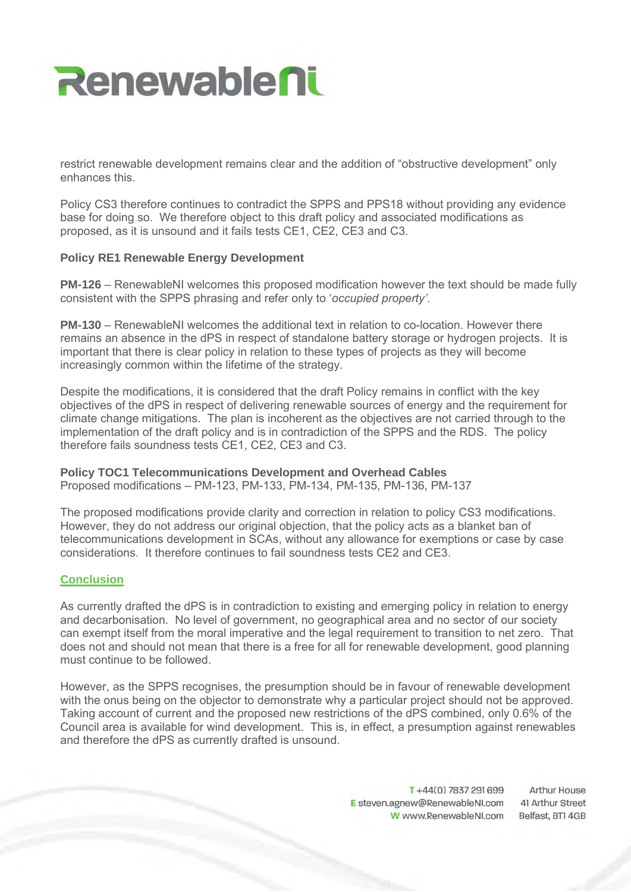restrict renewable development remains clear and the addition of "obstructive development" only enhances this.

Policy CS3 therefore continues to contradict the SPPS and PPS18 without providing any evidence base for doing so. We therefore object to this draft policy and associated modifications as proposed, as it is unsound and it fails tests CE1, CE2, CE3 and C3.

**Policy RE1 Renewable Energy Development**

**PM-126** – RenewableNI welcomes this proposed modification however the text should be made fully consistent with the SPPS phrasing and refer only to '*occupied property'*.

**PM-130** – RenewableNI welcomes the additional text in relation to co-location. However there remains an absence in the dPS in respect of standalone battery storage or hydrogen projects. It is important that there is clear policy in relation to these types of projects as they will become increasingly common within the lifetime of the strategy.

Despite the modifications, it is considered that the draft Policy remains in conflict with the key objectives of the dPS in respect of delivering renewable sources of energy and the requirement for climate change mitigations. The plan is incoherent as the objectives are not carried through to the implementation of the draft policy and is in contradiction of the SPPS and the RDS. The policy therefore fails soundness tests CE1, CE2, CE3 and C3.

**Policy TOC1 Telecommunications Development and Overhead Cables**
Proposed modifications – PM-123, PM-133, PM-134, PM-135, PM-136, PM-137

The proposed modifications provide clarity and correction in relation to policy CS3 modifications. However, they do not address our original objection, that the policy acts as a blanket ban of telecommunications development in SCAs, without any allowance for exemptions or case by case considerations. It therefore continues to fail soundness tests CE2 and CE3.

## Conclusion

As currently drafted the dPS is in contradiction to existing and emerging policy in relation to energy and decarbonisation. No level of government, no geographical area and no sector of our society can exempt itself from the moral imperative and the legal requirement to transition to net zero. That does not and should not mean that there is a free for all for renewable development, good planning must continue to be followed.

However, as the SPPS recognises, the presumption should be in favour of renewable development with the onus being on the objector to demonstrate why a particular project should not be approved. Taking account of current and the proposed new restrictions of the dPS combined, only 0.6% of the Council area is available for wind development. This is, in effect, a presumption against renewables and therefore the dPS as currently drafted is unsound.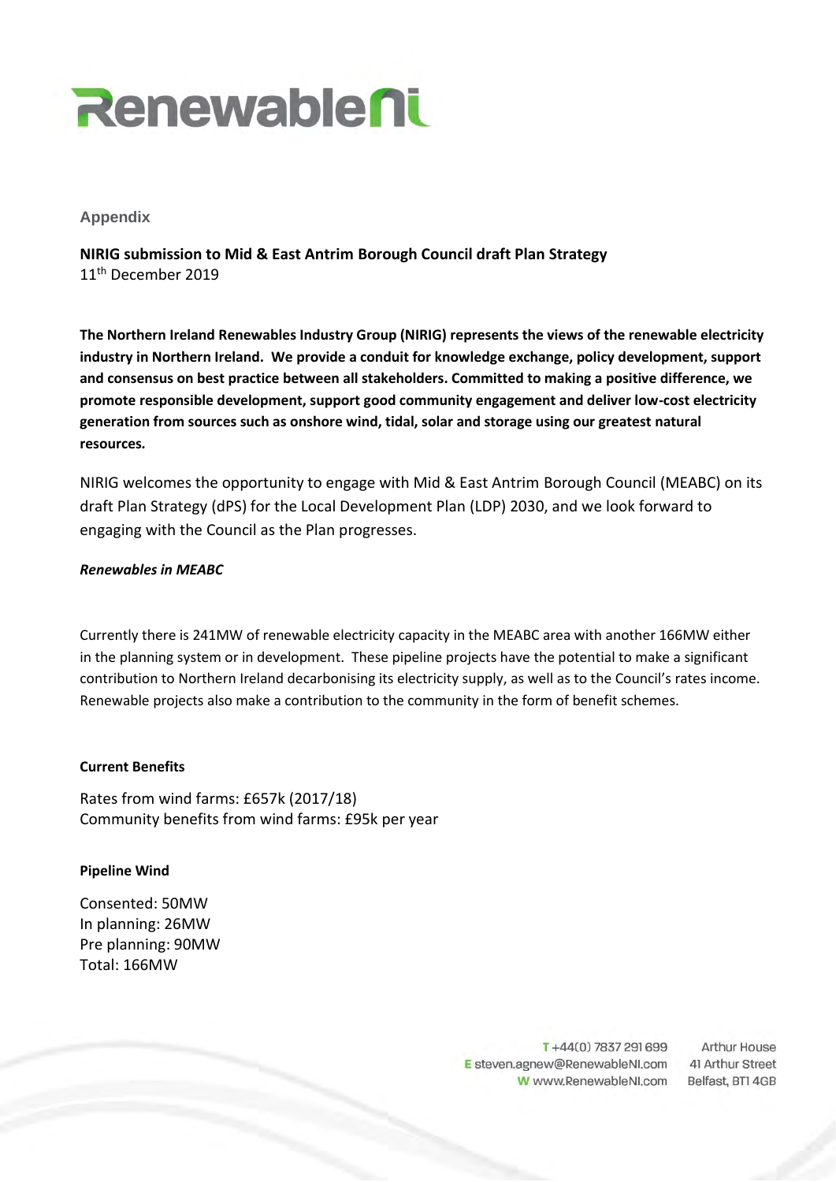Appendix

**NIRIG submission to Mid & East Antrim Borough Council draft Plan Strategy**
11th December 2019

**The Northern Ireland Renewables Industry Group (NIRIG) represents the views of the renewable electricity industry in Northern Ireland. We provide a conduit for knowledge exchange, policy development, support and consensus on best practice between all stakeholders. Committed to making a positive difference, we promote responsible development, support good community engagement and deliver low-cost electricity generation from sources such as onshore wind, tidal, solar and storage using our greatest natural resources.**

NIRIG welcomes the opportunity to engage with Mid & East Antrim Borough Council (MEABC) on its draft Plan Strategy (dPS) for the Local Development Plan (LDP) 2030, and we look forward to engaging with the Council as the Plan progresses.

***Renewables in MEABC***

Currently there is 241MW of renewable electricity capacity in the MEABC area with another 166MW either in the planning system or in development. These pipeline projects have the potential to make a significant contribution to Northern Ireland decarbonising its electricity supply, as well as to the Council's rates income. Renewable projects also make a contribution to the community in the form of benefit schemes.

**Current Benefits**

Rates from wind farms: £657k (2017/18)
Community benefits from wind farms: £95k per year

**Pipeline Wind**

Consented: 50MW
In planning: 26MW
Pre planning: 90MW
Total: 166MW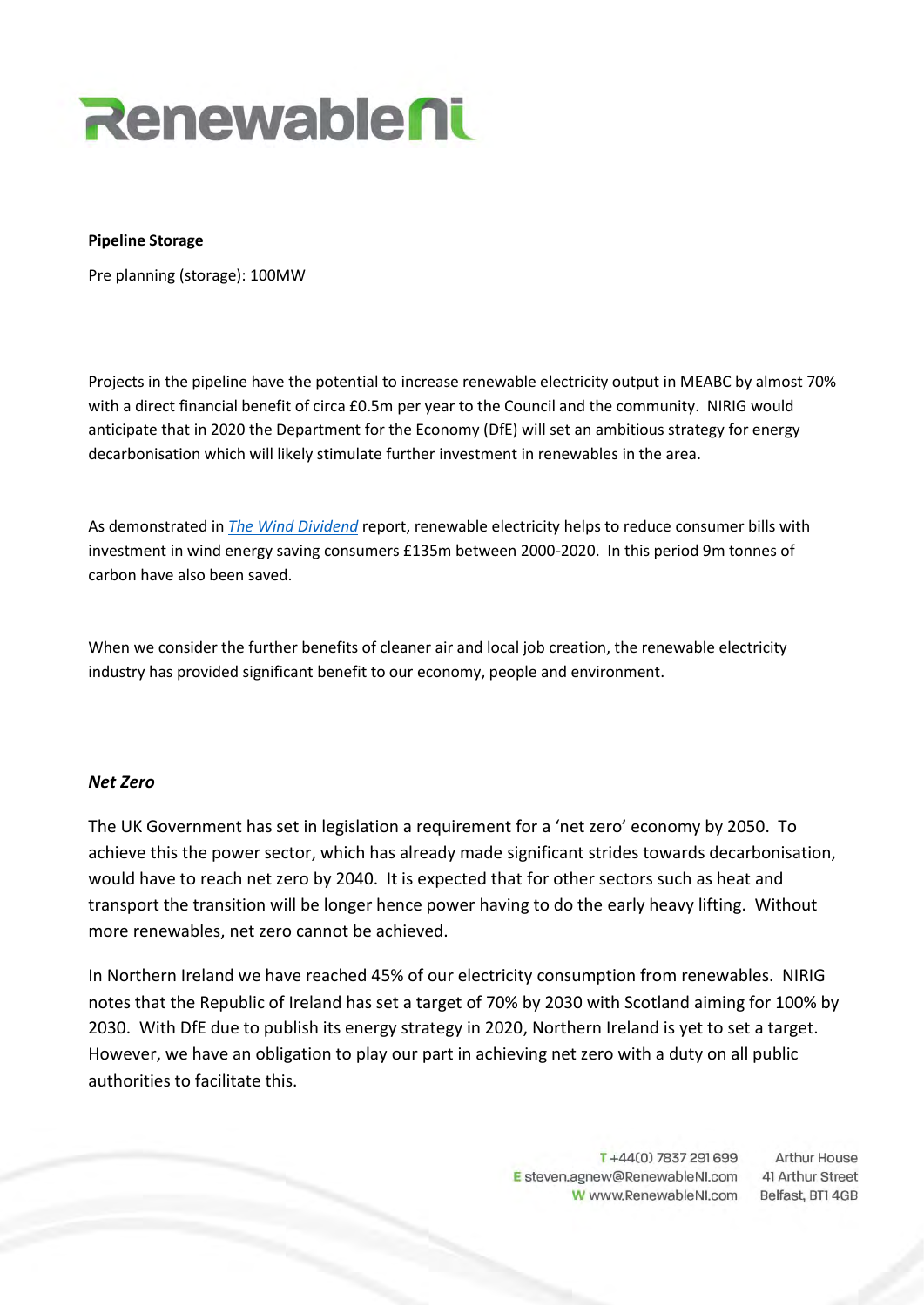**Pipeline Storage**

Pre planning (storage): 100MW

Projects in the pipeline have the potential to increase renewable electricity output in MEABC by almost 70% with a direct financial benefit of circa £0.5m per year to the Council and the community. NIRIG would anticipate that in 2020 the Department for the Economy (DfE) will set an ambitious strategy for energy decarbonisation which will likely stimulate further investment in renewables in the area.

As demonstrated in *The Wind Dividend* report, renewable electricity helps to reduce consumer bills with investment in wind energy saving consumers £135m between 2000-2020. In this period 9m tonnes of carbon have also been saved.

When we consider the further benefits of cleaner air and local job creation, the renewable electricity industry has provided significant benefit to our economy, people and environment.

***Net Zero***

The UK Government has set in legislation a requirement for a 'net zero' economy by 2050. To achieve this the power sector, which has already made significant strides towards decarbonisation, would have to reach net zero by 2040. It is expected that for other sectors such as heat and transport the transition will be longer hence power having to do the early heavy lifting. Without more renewables, net zero cannot be achieved.

In Northern Ireland we have reached 45% of our electricity consumption from renewables. NIRIG notes that the Republic of Ireland has set a target of 70% by 2030 with Scotland aiming for 100% by 2030. With DfE due to publish its energy strategy in 2020, Northern Ireland is yet to set a target. However, we have an obligation to play our part in achieving net zero with a duty on all public authorities to facilitate this.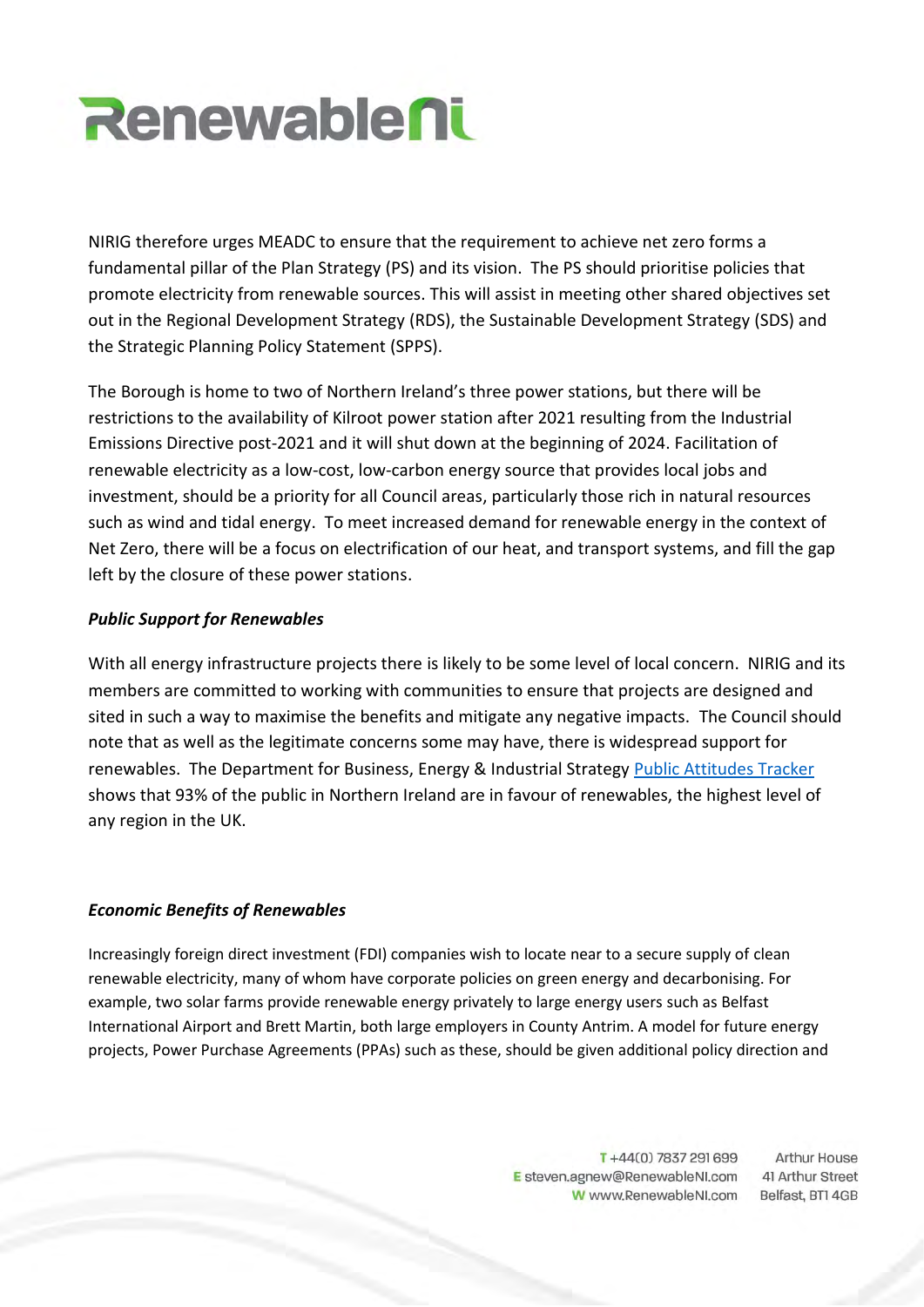NIRIG therefore urges MEADC to ensure that the requirement to achieve net zero forms a fundamental pillar of the Plan Strategy (PS) and its vision. The PS should prioritise policies that promote electricity from renewable sources. This will assist in meeting other shared objectives set out in the Regional Development Strategy (RDS), the Sustainable Development Strategy (SDS) and the Strategic Planning Policy Statement (SPPS).

The Borough is home to two of Northern Ireland's three power stations, but there will be restrictions to the availability of Kilroot power station after 2021 resulting from the Industrial Emissions Directive post-2021 and it will shut down at the beginning of 2024. Facilitation of renewable electricity as a low-cost, low-carbon energy source that provides local jobs and investment, should be a priority for all Council areas, particularly those rich in natural resources such as wind and tidal energy. To meet increased demand for renewable energy in the context of Net Zero, there will be a focus on electrification of our heat, and transport systems, and fill the gap left by the closure of these power stations.

***Public Support for Renewables***

With all energy infrastructure projects there is likely to be some level of local concern. NIRIG and its members are committed to working with communities to ensure that projects are designed and sited in such a way to maximise the benefits and mitigate any negative impacts. The Council should note that as well as the legitimate concerns some may have, there is widespread support for renewables. The Department for Business, Energy & Industrial Strategy Public Attitudes Tracker shows that 93% of the public in Northern Ireland are in favour of renewables, the highest level of any region in the UK.

***Economic Benefits of Renewables***

Increasingly foreign direct investment (FDI) companies wish to locate near to a secure supply of clean renewable electricity, many of whom have corporate policies on green energy and decarbonising. For example, two solar farms provide renewable energy privately to large energy users such as Belfast International Airport and Brett Martin, both large employers in County Antrim. A model for future energy projects, Power Purchase Agreements (PPAs) such as these, should be given additional policy direction and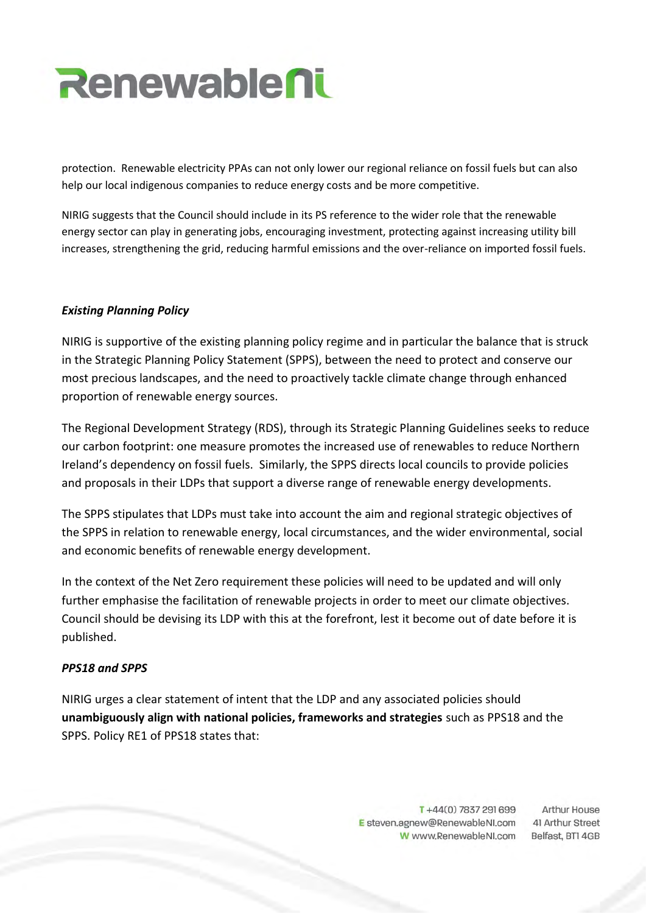protection. Renewable electricity PPAs can not only lower our regional reliance on fossil fuels but can also help our local indigenous companies to reduce energy costs and be more competitive.

NIRIG suggests that the Council should include in its PS reference to the wider role that the renewable energy sector can play in generating jobs, encouraging investment, protecting against increasing utility bill increases, strengthening the grid, reducing harmful emissions and the over-reliance on imported fossil fuels.

***Existing Planning Policy***

NIRIG is supportive of the existing planning policy regime and in particular the balance that is struck in the Strategic Planning Policy Statement (SPPS), between the need to protect and conserve our most precious landscapes, and the need to proactively tackle climate change through enhanced proportion of renewable energy sources.

The Regional Development Strategy (RDS), through its Strategic Planning Guidelines seeks to reduce our carbon footprint: one measure promotes the increased use of renewables to reduce Northern Ireland's dependency on fossil fuels. Similarly, the SPPS directs local councils to provide policies and proposals in their LDPs that support a diverse range of renewable energy developments.

The SPPS stipulates that LDPs must take into account the aim and regional strategic objectives of the SPPS in relation to renewable energy, local circumstances, and the wider environmental, social and economic benefits of renewable energy development.

In the context of the Net Zero requirement these policies will need to be updated and will only further emphasise the facilitation of renewable projects in order to meet our climate objectives. Council should be devising its LDP with this at the forefront, lest it become out of date before it is published.

***PPS18 and SPPS***

NIRIG urges a clear statement of intent that the LDP and any associated policies should **unambiguously align with national policies, frameworks and strategies** such as PPS18 and the SPPS. Policy RE1 of PPS18 states that: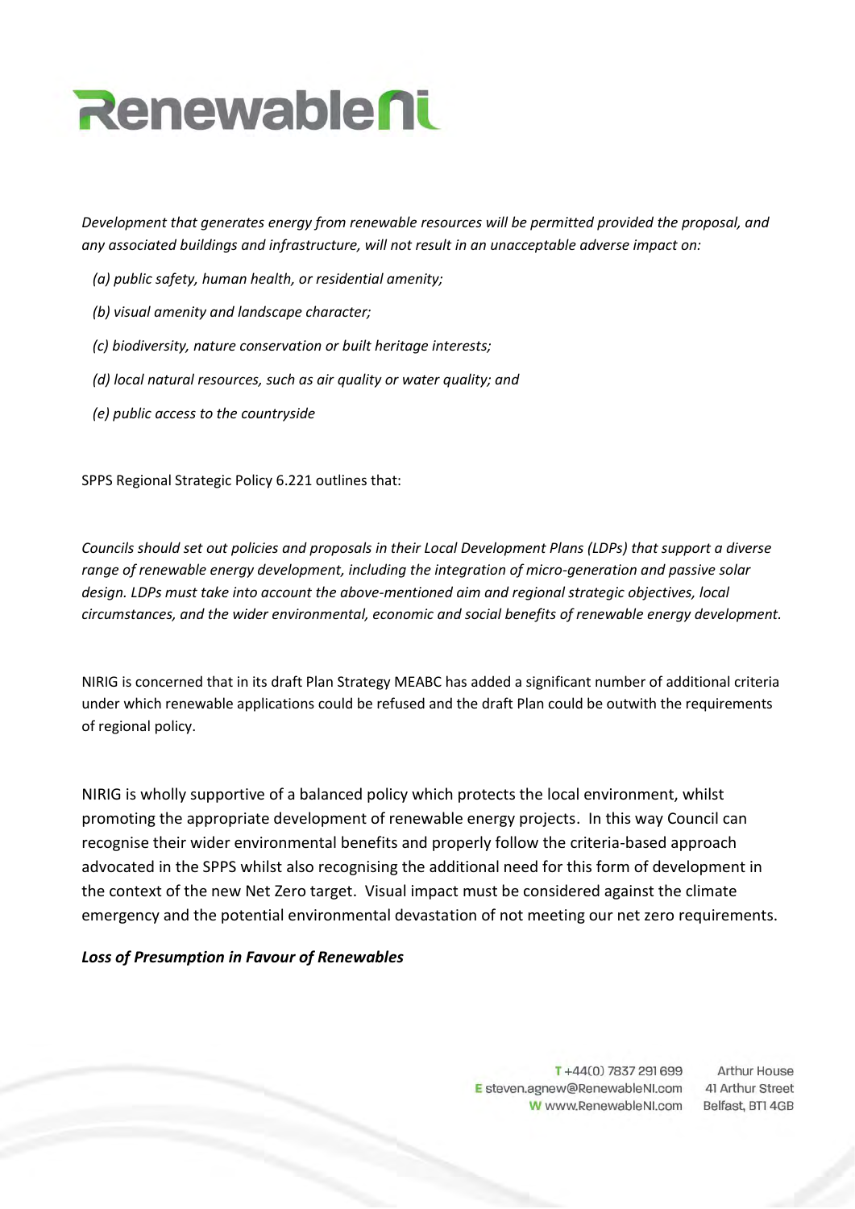*Development that generates energy from renewable resources will be permitted provided the proposal, and any associated buildings and infrastructure, will not result in an unacceptable adverse impact on:*

*(a) public safety, human health, or residential amenity;*

*(b) visual amenity and landscape character;*

*(c) biodiversity, nature conservation or built heritage interests;*

*(d) local natural resources, such as air quality or water quality; and*

*(e) public access to the countryside*

SPPS Regional Strategic Policy 6.221 outlines that:

*Councils should set out policies and proposals in their Local Development Plans (LDPs) that support a diverse range of renewable energy development, including the integration of micro-generation and passive solar design. LDPs must take into account the above-mentioned aim and regional strategic objectives, local circumstances, and the wider environmental, economic and social benefits of renewable energy development.*

NIRIG is concerned that in its draft Plan Strategy MEABC has added a significant number of additional criteria under which renewable applications could be refused and the draft Plan could be outwith the requirements of regional policy.

NIRIG is wholly supportive of a balanced policy which protects the local environment, whilst promoting the appropriate development of renewable energy projects. In this way Council can recognise their wider environmental benefits and properly follow the criteria-based approach advocated in the SPPS whilst also recognising the additional need for this form of development in the context of the new Net Zero target. Visual impact must be considered against the climate emergency and the potential environmental devastation of not meeting our net zero requirements.

***Loss of Presumption in Favour of Renewables***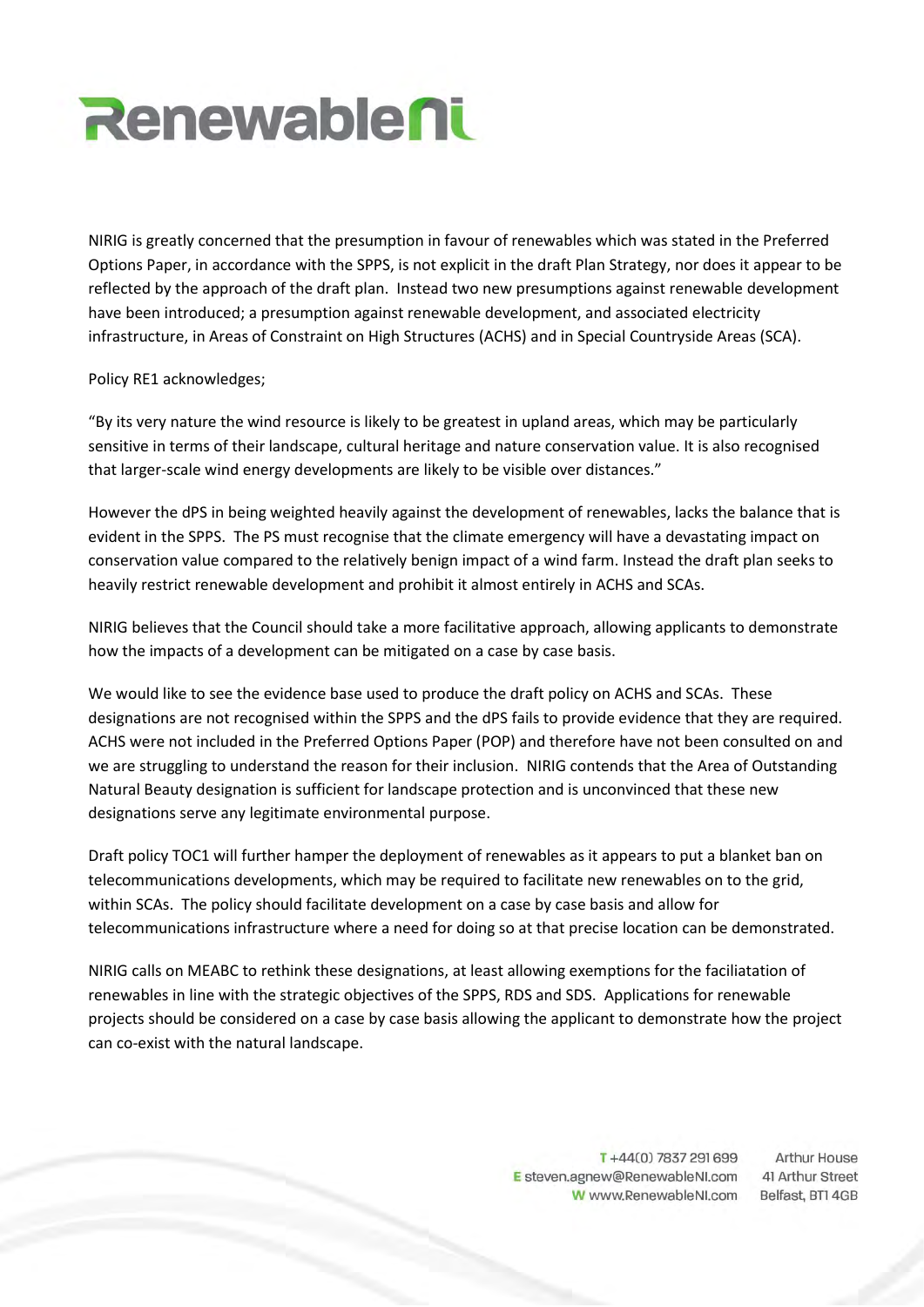NIRIG is greatly concerned that the presumption in favour of renewables which was stated in the Preferred Options Paper, in accordance with the SPPS, is not explicit in the draft Plan Strategy, nor does it appear to be reflected by the approach of the draft plan. Instead two new presumptions against renewable development have been introduced; a presumption against renewable development, and associated electricity infrastructure, in Areas of Constraint on High Structures (ACHS) and in Special Countryside Areas (SCA).

Policy RE1 acknowledges;

"By its very nature the wind resource is likely to be greatest in upland areas, which may be particularly sensitive in terms of their landscape, cultural heritage and nature conservation value. It is also recognised that larger-scale wind energy developments are likely to be visible over distances."

However the dPS in being weighted heavily against the development of renewables, lacks the balance that is evident in the SPPS. The PS must recognise that the climate emergency will have a devastating impact on conservation value compared to the relatively benign impact of a wind farm. Instead the draft plan seeks to heavily restrict renewable development and prohibit it almost entirely in ACHS and SCAs.

NIRIG believes that the Council should take a more facilitative approach, allowing applicants to demonstrate how the impacts of a development can be mitigated on a case by case basis.

We would like to see the evidence base used to produce the draft policy on ACHS and SCAs. These designations are not recognised within the SPPS and the dPS fails to provide evidence that they are required. ACHS were not included in the Preferred Options Paper (POP) and therefore have not been consulted on and we are struggling to understand the reason for their inclusion. NIRIG contends that the Area of Outstanding Natural Beauty designation is sufficient for landscape protection and is unconvinced that these new designations serve any legitimate environmental purpose.

Draft policy TOC1 will further hamper the deployment of renewables as it appears to put a blanket ban on telecommunications developments, which may be required to facilitate new renewables on to the grid, within SCAs. The policy should facilitate development on a case by case basis and allow for telecommunications infrastructure where a need for doing so at that precise location can be demonstrated.

NIRIG calls on MEABC to rethink these designations, at least allowing exemptions for the faciliatation of renewables in line with the strategic objectives of the SPPS, RDS and SDS. Applications for renewable projects should be considered on a case by case basis allowing the applicant to demonstrate how the project can co-exist with the natural landscape.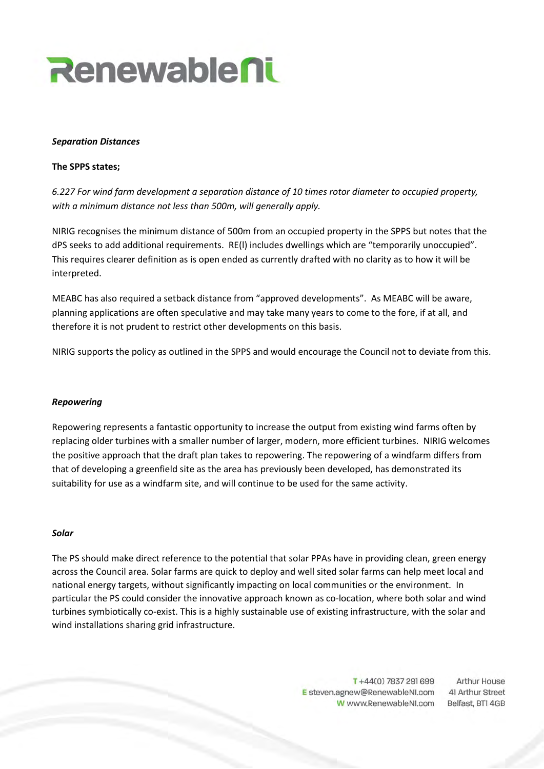### *Separation Distances*

**The SPPS states;**

*6.227 For wind farm development a separation distance of 10 times rotor diameter to occupied property, with a minimum distance not less than 500m, will generally apply.*

NIRIG recognises the minimum distance of 500m from an occupied property in the SPPS but notes that the dPS seeks to add additional requirements. RE(l) includes dwellings which are "temporarily unoccupied". This requires clearer definition as is open ended as currently drafted with no clarity as to how it will be interpreted.

MEABC has also required a setback distance from "approved developments". As MEABC will be aware, planning applications are often speculative and may take many years to come to the fore, if at all, and therefore it is not prudent to restrict other developments on this basis.

NIRIG supports the policy as outlined in the SPPS and would encourage the Council not to deviate from this.

### *Repowering*

Repowering represents a fantastic opportunity to increase the output from existing wind farms often by replacing older turbines with a smaller number of larger, modern, more efficient turbines. NIRIG welcomes the positive approach that the draft plan takes to repowering. The repowering of a windfarm differs from that of developing a greenfield site as the area has previously been developed, has demonstrated its suitability for use as a windfarm site, and will continue to be used for the same activity.

### *Solar*

The PS should make direct reference to the potential that solar PPAs have in providing clean, green energy across the Council area. Solar farms are quick to deploy and well sited solar farms can help meet local and national energy targets, without significantly impacting on local communities or the environment. In particular the PS could consider the innovative approach known as co-location, where both solar and wind turbines symbiotically co-exist. This is a highly sustainable use of existing infrastructure, with the solar and wind installations sharing grid infrastructure.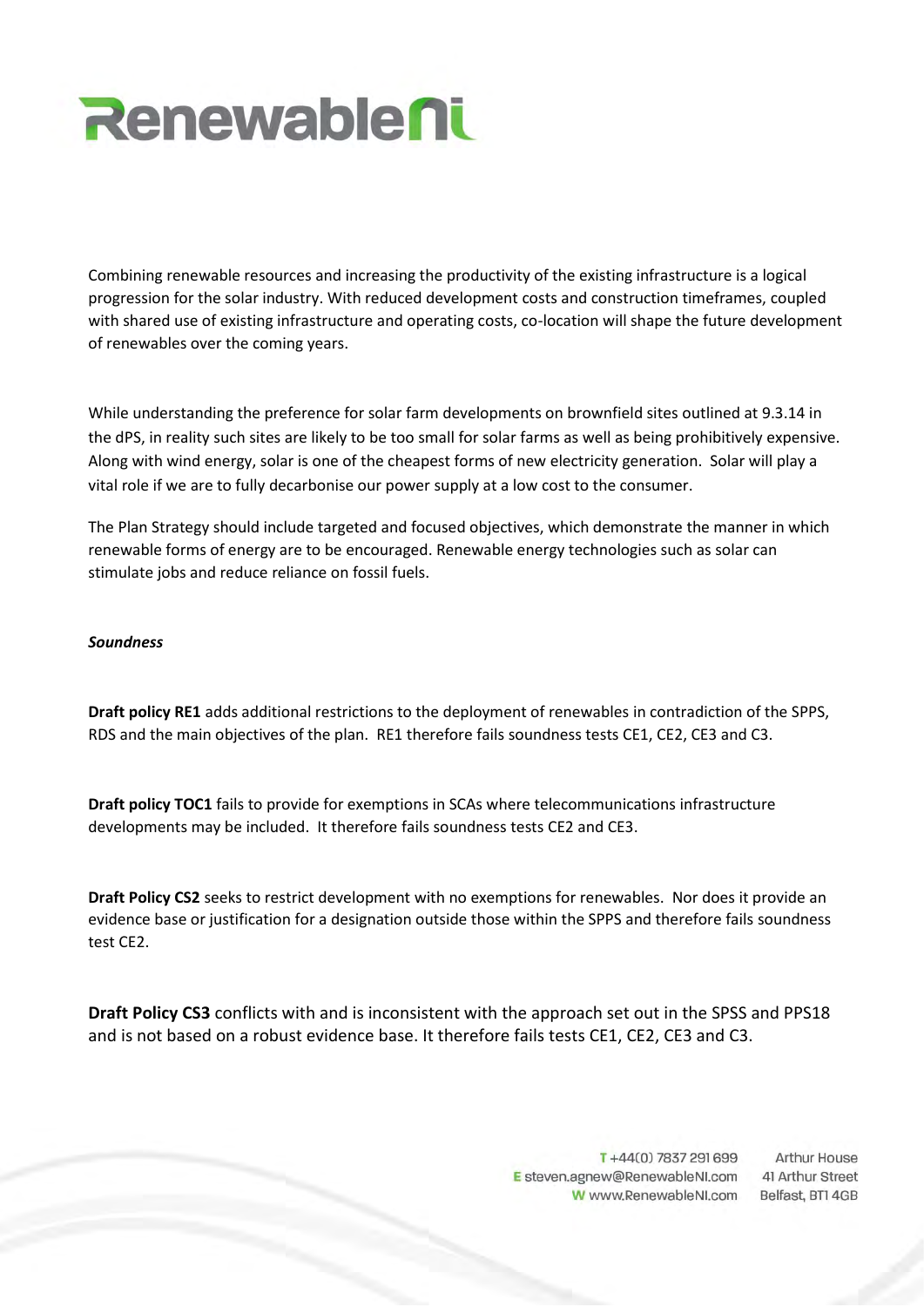Combining renewable resources and increasing the productivity of the existing infrastructure is a logical progression for the solar industry. With reduced development costs and construction timeframes, coupled with shared use of existing infrastructure and operating costs, co-location will shape the future development of renewables over the coming years.

While understanding the preference for solar farm developments on brownfield sites outlined at 9.3.14 in the dPS, in reality such sites are likely to be too small for solar farms as well as being prohibitively expensive. Along with wind energy, solar is one of the cheapest forms of new electricity generation. Solar will play a vital role if we are to fully decarbonise our power supply at a low cost to the consumer.

The Plan Strategy should include targeted and focused objectives, which demonstrate the manner in which renewable forms of energy are to be encouraged. Renewable energy technologies such as solar can stimulate jobs and reduce reliance on fossil fuels.

***Soundness***

**Draft policy RE1** adds additional restrictions to the deployment of renewables in contradiction of the SPPS, RDS and the main objectives of the plan. RE1 therefore fails soundness tests CE1, CE2, CE3 and C3.

**Draft policy TOC1** fails to provide for exemptions in SCAs where telecommunications infrastructure developments may be included. It therefore fails soundness tests CE2 and CE3.

**Draft Policy CS2** seeks to restrict development with no exemptions for renewables. Nor does it provide an evidence base or justification for a designation outside those within the SPPS and therefore fails soundness test CE2.

**Draft Policy CS3** conflicts with and is inconsistent with the approach set out in the SPSS and PPS18 and is not based on a robust evidence base. It therefore fails tests CE1, CE2, CE3 and C3.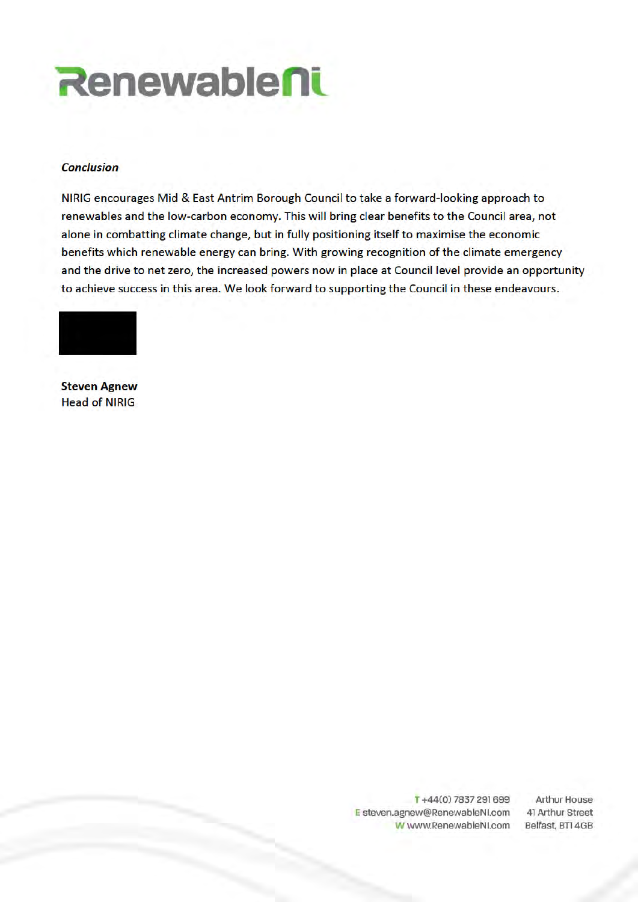RenewableNI

***Conclusion***

NIRIG encourages Mid & East Antrim Borough Council to take a forward-looking approach to renewables and the low-carbon economy. This will bring clear benefits to the Council area, not alone in combatting climate change, but in fully positioning itself to maximise the economic benefits which renewable energy can bring. With growing recognition of the climate emergency and the drive to net zero, the increased powers now in place at Council level provide an opportunity to achieve success in this area. We look forward to supporting the Council in these endeavours.

**Steven Agnew**
Head of NIRIG

T +44(0) 7837 291 699
E steven.agnew@RenewableNI.com
W www.RenewableNI.com

Arthur House
41 Arthur Street
Belfast, BT1 4GB